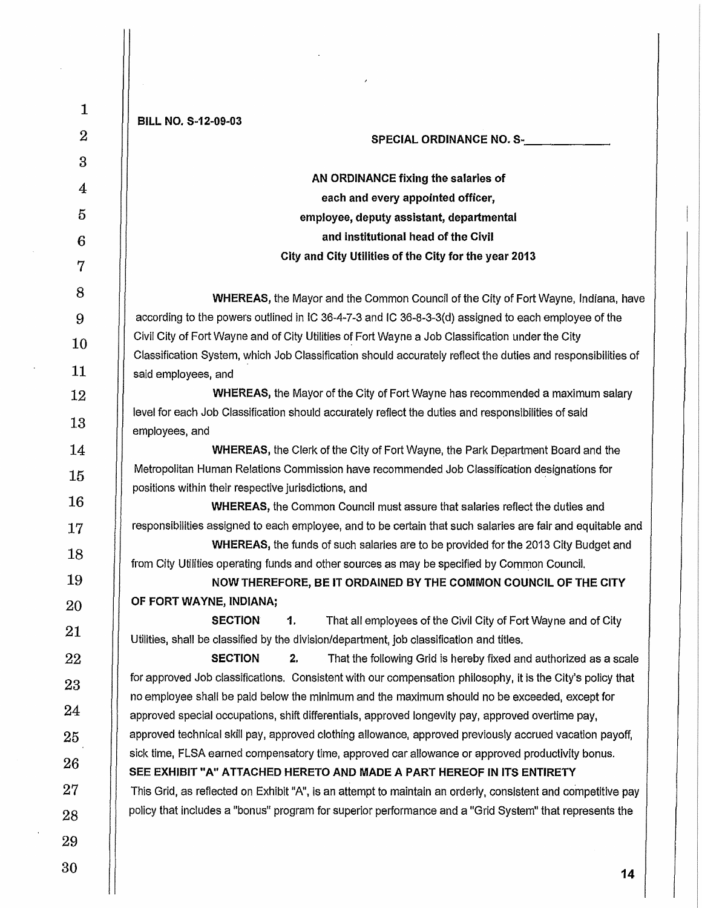**BILL NO. S-12-09-03**

**SPECIAL ORDINANCE NO. S-\_\_\_\_\_\_\_\_\_\_\_\_**

**AN ORDINANCE fixing the salaries of each and every appointed officer, employee, deputy assistant, departmental and institutional head of the Civil City and City Utilities of the City for the year 2013**

**WHEREAS,** the Mayor and the Common Council of the City of Fort Wayne, Indiana, have according to the powers outlined in IC 36-4-7-3 and IC 36-8-3-3(d) assigned to each employee of the Civil City of Fort Wayne and of City Utilities of Fort Wayne a Job Classification under the City Classification System, which Job Classification should accurately reflect the duties and responsibilities of said employees, and

**WHEREAS,** the Mayor of the City of Fort Wayne has recommended a maximum salary level for each Job Classification should accurately reflect the duties and responsibilities of said employees, and

**WHEREAS,** the Clerk of the City of Fort Wayne, the Park Department Board and the Metropolitan Human Relations Commission have recommended Job Classification designations for positions within their respective jurisdictions, and

**WHEREAS,** the Common Council must assure that salaries reflect the duties and responsibilities assigned to each employee, and to be certain that such salaries are fair and equitable and

**WHEREAS,** the funds of such salaries are to be provided for the 2013 City Budget and from City Utilities operating funds and other sources as may be specified by Common Council.

**NOW THEREFORE, BE IT ORDAINED BY THE COMMON COUNCIL OF THE CITY OF FORT WAYNE, INDIANA;**

**SECTION 1.** That all employees of the Civil City of Fort Wayne and of City Utilities, shall be classified by the division/department, job classification and titles.

**SECTION 2.** That the following Grid is hereby fixed and authorized as a scale for approved Job classifications. Consistent with our compensation philosophy, it is the City's policy that no employee shall be paid below the minimum and the maximum should no be exceeded, except for approved special occupations, shift differentials, approved longevity pay, approved overtime pay, approved technical skill pay, approved clothing allowance, approved previously accrued vacation payoff, sick time, FLSA earned compensatory time, approved car allowance or approved productivity bonus.

**SEE EXHIBIT "A" ATTACHED HERETO AND MADE A PART HEREOF IN ITS ENTIRETY**

This Grid, as reflected on Exhibit "A", is an attempt to maintain an orderly, consistent and competitive pay policy that includes a "bonus" program for superior performance and a "Grid System" that represents the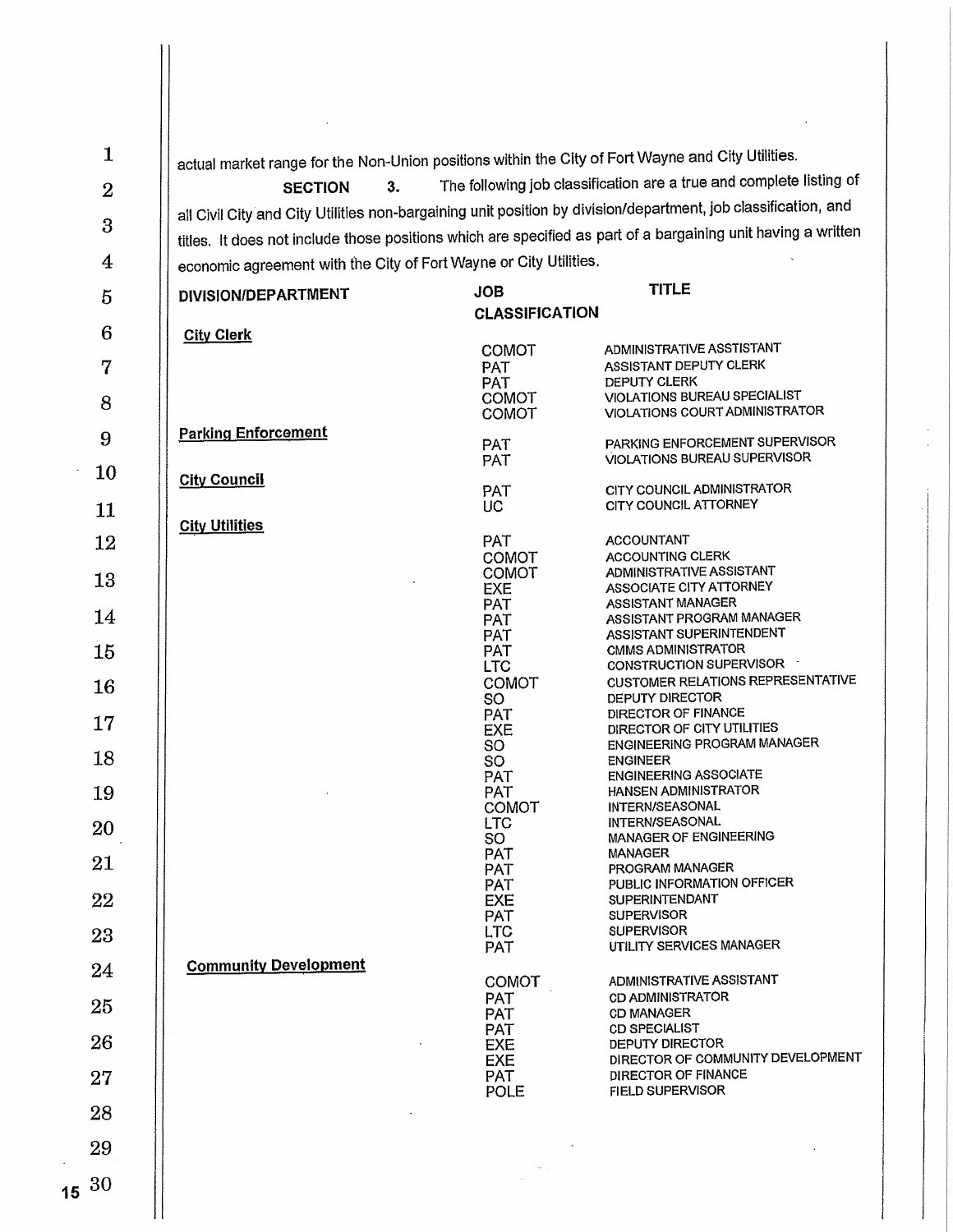actual market range for the Non-Union positions within the City of Fort Wayne and City Utilities.

**SECTION 3.** The following job classification are a true and complete listing of all Civil City and City Utilities non-bargaining unit position by division/department, job classification, and titles. It does not include those positions which are specified as part of a bargaining unit having a written economic agreement with the City of Fort Wayne or City Utilities.

| DIVISION/DEPARTMENT | JOB CLASSIFICATION | TITLE |
|---|---|---|
| **City Clerk** | COMOT | ADMINISTRATIVE ASSTISTANT |
| | PAT | ASSISTANT DEPUTY CLERK |
| | PAT | DEPUTY CLERK |
| | COMOT | VIOLATIONS BUREAU SPECIALIST |
| | COMOT | VIOLATIONS COURT ADMINISTRATOR |
| **Parking Enforcement** | PAT | PARKING ENFORCEMENT SUPERVISOR |
| | PAT | VIOLATIONS BUREAU SUPERVISOR |
| **City Council** | PAT | CITY COUNCIL ADMINISTRATOR |
| | UC | CITY COUNCIL ATTORNEY |
| **City Utilities** | PAT | ACCOUNTANT |
| | COMOT | ACCOUNTING CLERK |
| | COMOT | ADMINISTRATIVE ASSISTANT |
| | EXE | ASSOCIATE CITY ATTORNEY |
| | PAT | ASSISTANT MANAGER |
| | PAT | ASSISTANT PROGRAM MANAGER |
| | PAT | ASSISTANT SUPERINTENDENT |
| | PAT | CMMS ADMINISTRATOR |
| | LTC | CONSTRUCTION SUPERVISOR |
| | COMOT | CUSTOMER RELATIONS REPRESENTATIVE |
| | SO | DEPUTY DIRECTOR |
| | PAT | DIRECTOR OF FINANCE |
| | EXE | DIRECTOR OF CITY UTILITIES |
| | SO | ENGINEERING PROGRAM MANAGER |
| | SO | ENGINEER |
| | PAT | ENGINEERING ASSOCIATE |
| | PAT | HANSEN ADMINISTRATOR |
| | COMOT | INTERN/SEASONAL |
| | LTC | INTERN/SEASONAL |
| | SO | MANAGER OF ENGINEERING |
| | PAT | MANAGER |
| | PAT | PROGRAM MANAGER |
| | PAT | PUBLIC INFORMATION OFFICER |
| | EXE | SUPERINTENDANT |
| | PAT | SUPERVISOR |
| | LTC | SUPERVISOR |
| | PAT | UTILITY SERVICES MANAGER |
| **Community Development** | COMOT | ADMINISTRATIVE ASSISTANT |
| | PAT | CD ADMINISTRATOR |
| | PAT | CD MANAGER |
| | PAT | CD SPECIALIST |
| | EXE | DEPUTY DIRECTOR |
| | EXE | DIRECTOR OF COMMUNITY DEVELOPMENT |
| | PAT | DIRECTOR OF FINANCE |
| | POLE | FIELD SUPERVISOR |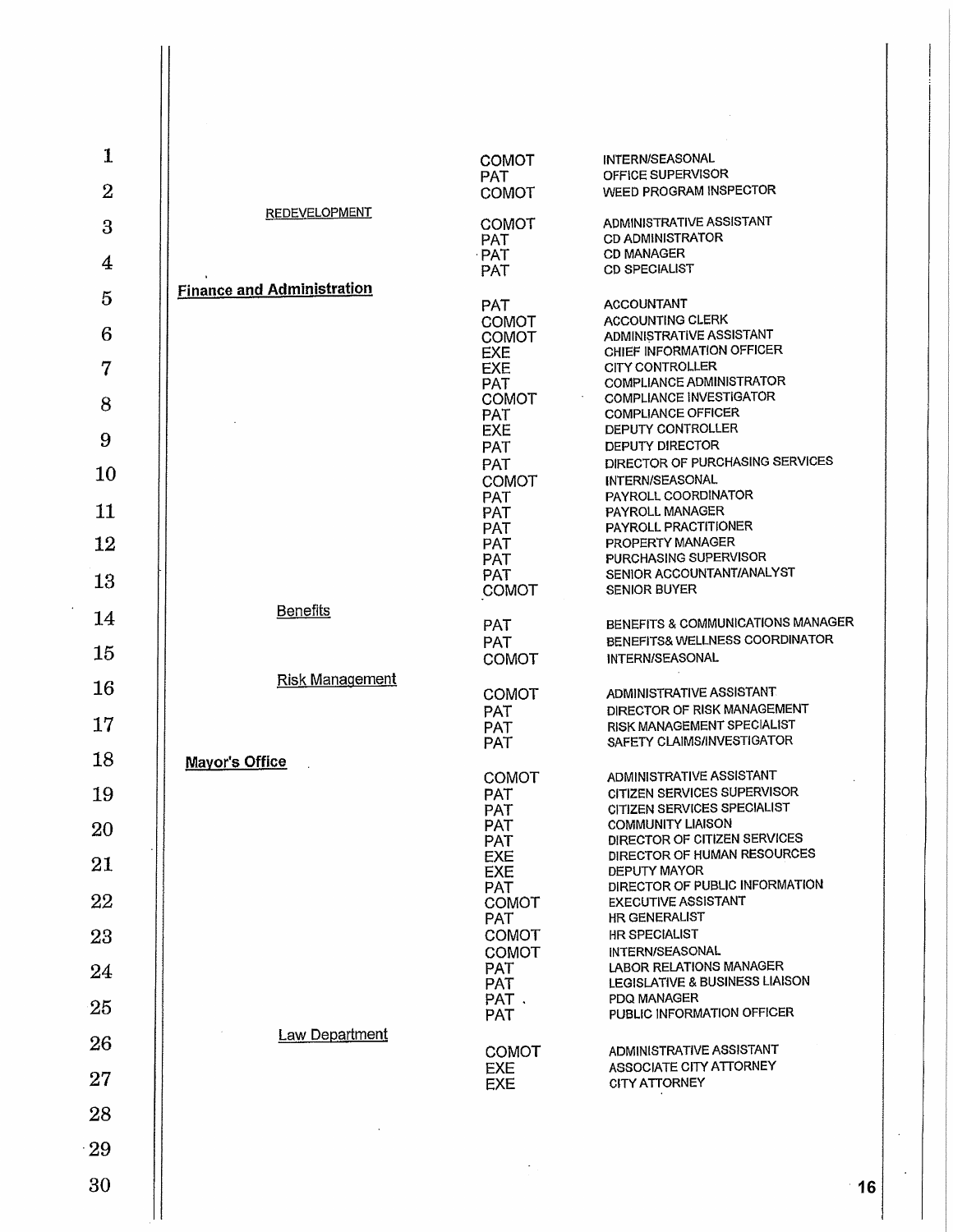| Department | Classification | Position |
|---|---|---|
| | COMOT | INTERN/SEASONAL |
| | PAT | OFFICE SUPERVISOR |
| | COMOT | WEED PROGRAM INSPECTOR |
| REDEVELOPMENT | | |
| | COMOT | ADMINISTRATIVE ASSISTANT |
| | PAT | CD ADMINISTRATOR |
| | PAT | CD MANAGER |
| | PAT | CD SPECIALIST |
| **Finance and Administration** | | |
| | PAT | ACCOUNTANT |
| | COMOT | ACCOUNTING CLERK |
| | COMOT | ADMINISTRATIVE ASSISTANT |
| | EXE | CHIEF INFORMATION OFFICER |
| | EXE | CITY CONTROLLER |
| | PAT | COMPLIANCE ADMINISTRATOR |
| | COMOT | COMPLIANCE INVESTIGATOR |
| | PAT | COMPLIANCE OFFICER |
| | EXE | DEPUTY CONTROLLER |
| | PAT | DEPUTY DIRECTOR |
| | PAT | DIRECTOR OF PURCHASING SERVICES |
| | COMOT | INTERN/SEASONAL |
| | PAT | PAYROLL COORDINATOR |
| | PAT | PAYROLL MANAGER |
| | PAT | PAYROLL PRACTITIONER |
| | PAT | PROPERTY MANAGER |
| | PAT | PURCHASING SUPERVISOR |
| | PAT | SENIOR ACCOUNTANT/ANALYST |
| | COMOT | SENIOR BUYER |
| Benefits | | |
| | PAT | BENEFITS & COMMUNICATIONS MANAGER |
| | PAT | BENEFITS& WELLNESS COORDINATOR |
| | COMOT | INTERN/SEASONAL |
| Risk Management | | |
| | COMOT | ADMINISTRATIVE ASSISTANT |
| | PAT | DIRECTOR OF RISK MANAGEMENT |
| | PAT | RISK MANAGEMENT SPECIALIST |
| | PAT | SAFETY CLAIMS/INVESTIGATOR |
| **Mayor's Office** | | |
| | COMOT | ADMINISTRATIVE ASSISTANT |
| | PAT | CITIZEN SERVICES SUPERVISOR |
| | PAT | CITIZEN SERVICES SPECIALIST |
| | PAT | COMMUNITY LIAISON |
| | PAT | DIRECTOR OF CITIZEN SERVICES |
| | EXE | DIRECTOR OF HUMAN RESOURCES |
| | EXE | DEPUTY MAYOR |
| | PAT | DIRECTOR OF PUBLIC INFORMATION |
| | COMOT | EXECUTIVE ASSISTANT |
| | PAT | HR GENERALIST |
| | COMOT | HR SPECIALIST |
| | COMOT | INTERN/SEASONAL |
| | PAT | LABOR RELATIONS MANAGER |
| | PAT | LEGISLATIVE & BUSINESS LIAISON |
| | PAT | PDQ MANAGER |
| | PAT | PUBLIC INFORMATION OFFICER |
| Law Department | | |
| | COMOT | ADMINISTRATIVE ASSISTANT |
| | EXE | ASSOCIATE CITY ATTORNEY |
| | EXE | CITY ATTORNEY |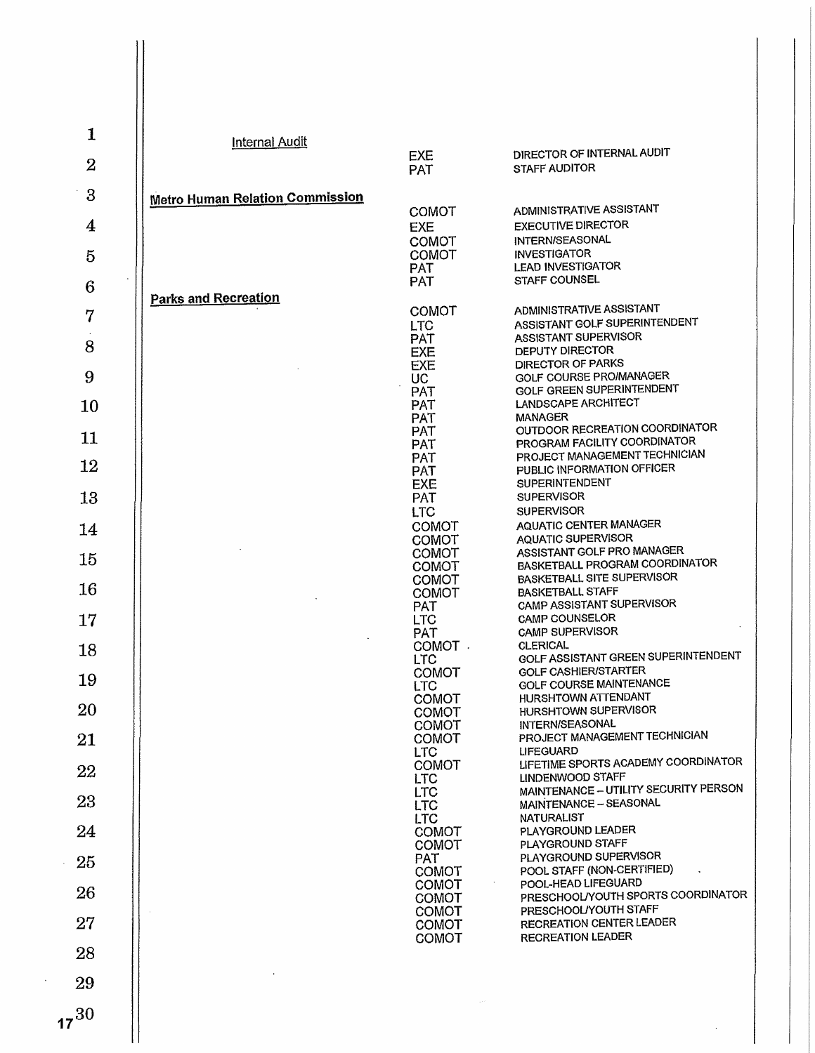**Internal Audit**

| | |
|---|---|
| EXE | DIRECTOR OF INTERNAL AUDIT |
| PAT | STAFF AUDITOR |

**Metro Human Relation Commission**

| | |
|---|---|
| COMOT | ADMINISTRATIVE ASSISTANT |
| EXE | EXECUTIVE DIRECTOR |
| COMOT | INTERN/SEASONAL |
| COMOT | INVESTIGATOR |
| PAT | LEAD INVESTIGATOR |
| PAT | STAFF COUNSEL |

**Parks and Recreation**

| | |
|---|---|
| COMOT | ADMINISTRATIVE ASSISTANT |
| LTC | ASSISTANT GOLF SUPERINTENDENT |
| PAT | ASSISTANT SUPERVISOR |
| EXE | DEPUTY DIRECTOR |
| EXE | DIRECTOR OF PARKS |
| UC | GOLF COURSE PRO/MANAGER |
| PAT | GOLF GREEN SUPERINTENDENT |
| PAT | LANDSCAPE ARCHITECT |
| PAT | MANAGER |
| PAT | OUTDOOR RECREATION COORDINATOR |
| PAT | PROGRAM FACILITY COORDINATOR |
| PAT | PROJECT MANAGEMENT TECHNICIAN |
| PAT | PUBLIC INFORMATION OFFICER |
| EXE | SUPERINTENDENT |
| PAT | SUPERVISOR |
| LTC | SUPERVISOR |
| COMOT | AQUATIC CENTER MANAGER |
| COMOT | AQUATIC SUPERVISOR |
| COMOT | ASSISTANT GOLF PRO MANAGER |
| COMOT | BASKETBALL PROGRAM COORDINATOR |
| COMOT | BASKETBALL SITE SUPERVISOR |
| COMOT | BASKETBALL STAFF |
| PAT | CAMP ASSISTANT SUPERVISOR |
| LTC | CAMP COUNSELOR |
| PAT | CAMP SUPERVISOR |
| COMOT | CLERICAL |
| LTC | GOLF ASSISTANT GREEN SUPERINTENDENT |
| COMOT | GOLF CASHIER/STARTER |
| LTC | GOLF COURSE MAINTENANCE |
| COMOT | HURSHTOWN ATTENDANT |
| COMOT | HURSHTOWN SUPERVISOR |
| COMOT | INTERN/SEASONAL |
| COMOT | PROJECT MANAGEMENT TECHNICIAN |
| LTC | LIFEGUARD |
| COMOT | LIFETIME SPORTS ACADEMY COORDINATOR |
| LTC | LINDENWOOD STAFF |
| LTC | MAINTENANCE – UTILITY SECURITY PERSON |
| LTC | MAINTENANCE – SEASONAL |
| LTC | NATURALIST |
| COMOT | PLAYGROUND LEADER |
| COMOT | PLAYGROUND STAFF |
| PAT | PLAYGROUND SUPERVISOR |
| COMOT | POOL STAFF (NON-CERTIFIED) |
| COMOT | POOL-HEAD LIFEGUARD |
| COMOT | PRESCHOOL/YOUTH SPORTS COORDINATOR |
| COMOT | PRESCHOOL/YOUTH STAFF |
| COMOT | RECREATION CENTER LEADER |
| COMOT | RECREATION LEADER |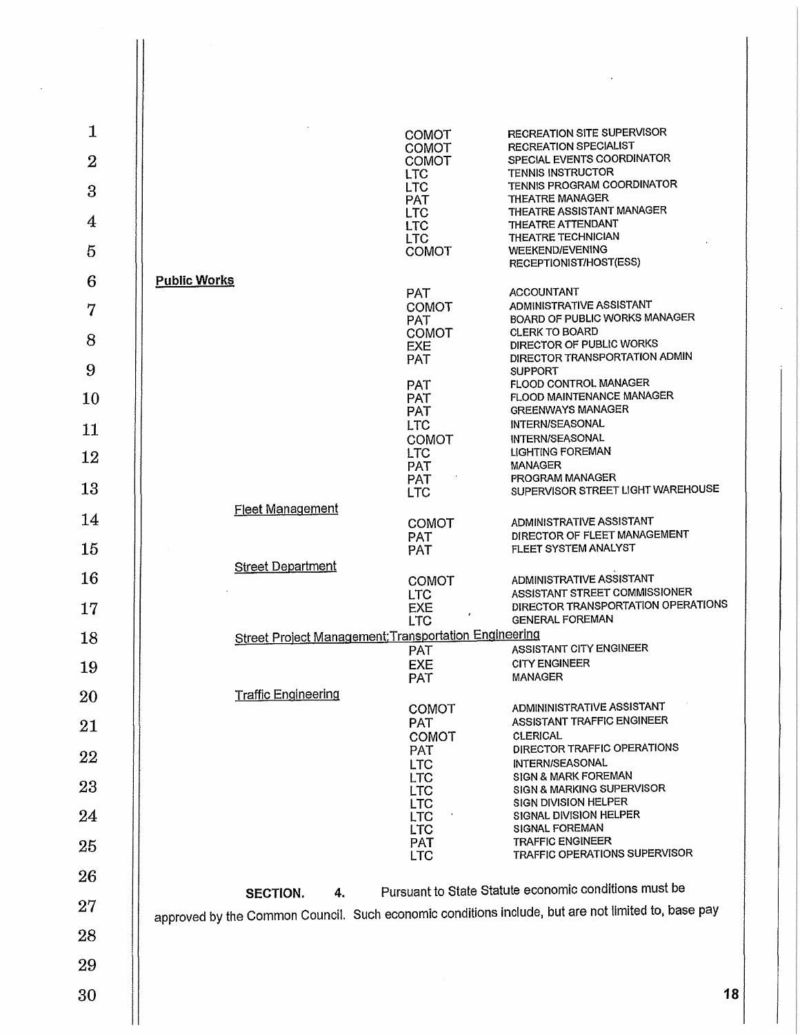| Department | Classification | Title |
|---|---|---|
| | COMOT | RECREATION SITE SUPERVISOR |
| | COMOT | RECREATION SPECIALIST |
| | COMOT | SPECIAL EVENTS COORDINATOR |
| | LTC | TENNIS INSTRUCTOR |
| | LTC | TENNIS PROGRAM COORDINATOR |
| | PAT | THEATRE MANAGER |
| | LTC | THEATRE ASSISTANT MANAGER |
| | LTC | THEATRE ATTENDANT |
| | LTC | THEATRE TECHNICIAN |
| | COMOT | WEEKEND/EVENING RECEPTIONIST/HOST(ESS) |
| **Public Works** | | |
| | PAT | ACCOUNTANT |
| | COMOT | ADMINISTRATIVE ASSISTANT |
| | PAT | BOARD OF PUBLIC WORKS MANAGER |
| | COMOT | CLERK TO BOARD |
| | EXE | DIRECTOR OF PUBLIC WORKS |
| | PAT | DIRECTOR TRANSPORTATION ADMIN SUPPORT |
| | PAT | FLOOD CONTROL MANAGER |
| | PAT | FLOOD MAINTENANCE MANAGER |
| | PAT | GREENWAYS MANAGER |
| | LTC | INTERN/SEASONAL |
| | COMOT | INTERN/SEASONAL |
| | LTC | LIGHTING FOREMAN |
| | PAT | MANAGER |
| | PAT | PROGRAM MANAGER |
| | LTC | SUPERVISOR STREET LIGHT WAREHOUSE |
| Fleet Management | | |
| | COMOT | ADMINISTRATIVE ASSISTANT |
| | PAT | DIRECTOR OF FLEET MANAGEMENT |
| | PAT | FLEET SYSTEM ANALYST |
| Street Department | | |
| | COMOT | ADMINISTRATIVE ASSISTANT |
| | LTC | ASSISTANT STREET COMMISSIONER |
| | EXE | DIRECTOR TRANSPORTATION OPERATIONS |
| | LTC | GENERAL FOREMAN |
| Street Project Management;Transportation Engineering | | |
| | PAT | ASSISTANT CITY ENGINEER |
| | EXE | CITY ENGINEER |
| | PAT | MANAGER |
| Traffic Engineering | | |
| | COMOT | ADMININISTRATIVE ASSISTANT |
| | PAT | ASSISTANT TRAFFIC ENGINEER |
| | COMOT | CLERICAL |
| | PAT | DIRECTOR TRAFFIC OPERATIONS |
| | LTC | INTERN/SEASONAL |
| | LTC | SIGN & MARK FOREMAN |
| | LTC | SIGN & MARKING SUPERVISOR |
| | LTC | SIGN DIVISION HELPER |
| | LTC | SIGNAL DIVISION HELPER |
| | LTC | SIGNAL FOREMAN |
| | PAT | TRAFFIC ENGINEER |
| | LTC | TRAFFIC OPERATIONS SUPERVISOR |

**SECTION. 4.** Pursuant to State Statute economic conditions must be approved by the Common Council. Such economic conditions include, but are not limited to, base pay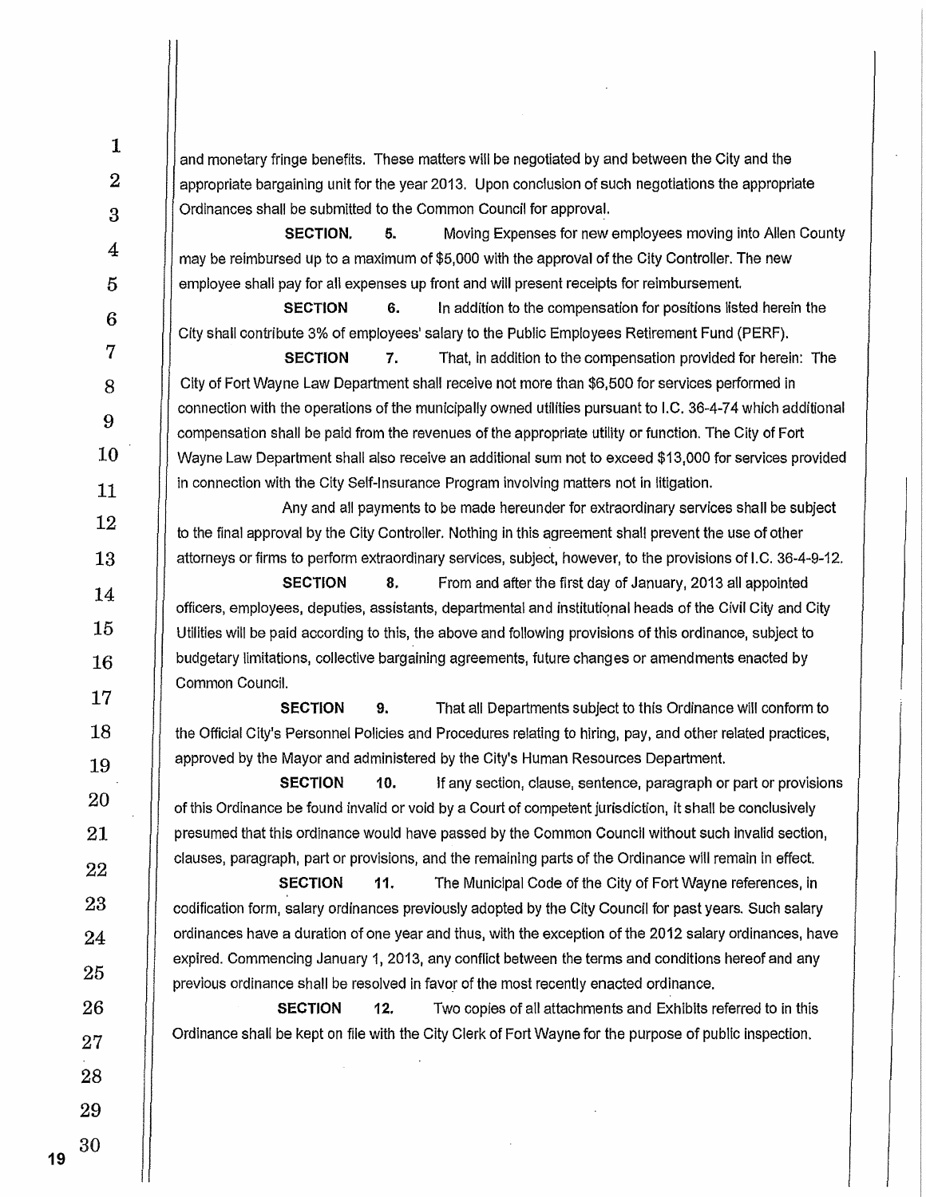and monetary fringe benefits. These matters will be negotiated by and between the City and the appropriate bargaining unit for the year 2013. Upon conclusion of such negotiations the appropriate Ordinances shall be submitted to the Common Council for approval.

**SECTION. 5.** Moving Expenses for new employees moving into Allen County may be reimbursed up to a maximum of $5,000 with the approval of the City Controller. The new employee shall pay for all expenses up front and will present receipts for reimbursement.

**SECTION 6.** In addition to the compensation for positions listed herein the City shall contribute 3% of employees' salary to the Public Employees Retirement Fund (PERF).

**SECTION 7.** That, in addition to the compensation provided for herein: The City of Fort Wayne Law Department shall receive not more than $6,500 for services performed in connection with the operations of the municipally owned utilities pursuant to I.C. 36-4-74 which additional compensation shall be paid from the revenues of the appropriate utility or function. The City of Fort Wayne Law Department shall also receive an additional sum not to exceed $13,000 for services provided in connection with the City Self-Insurance Program involving matters not in litigation.

Any and all payments to be made hereunder for extraordinary services shall be subject to the final approval by the City Controller. Nothing in this agreement shall prevent the use of other attorneys or firms to perform extraordinary services, subject, however, to the provisions of I.C. 36-4-9-12.

**SECTION 8.** From and after the first day of January, 2013 all appointed officers, employees, deputies, assistants, departmental and institutional heads of the Civil City and City Utilities will be paid according to this, the above and following provisions of this ordinance, subject to budgetary limitations, collective bargaining agreements, future changes or amendments enacted by Common Council.

**SECTION 9.** That all Departments subject to this Ordinance will conform to the Official City's Personnel Policies and Procedures relating to hiring, pay, and other related practices, approved by the Mayor and administered by the City's Human Resources Department.

**SECTION 10.** If any section, clause, sentence, paragraph or part or provisions of this Ordinance be found invalid or void by a Court of competent jurisdiction, it shall be conclusively presumed that this ordinance would have passed by the Common Council without such invalid section, clauses, paragraph, part or provisions, and the remaining parts of the Ordinance will remain in effect.

**SECTION 11.** The Municipal Code of the City of Fort Wayne references, in codification form, salary ordinances previously adopted by the City Council for past years. Such salary ordinances have a duration of one year and thus, with the exception of the 2012 salary ordinances, have expired. Commencing January 1, 2013, any conflict between the terms and conditions hereof and any previous ordinance shall be resolved in favor of the most recently enacted ordinance.

**SECTION 12.** Two copies of all attachments and Exhibits referred to in this Ordinance shall be kept on file with the City Clerk of Fort Wayne for the purpose of public inspection.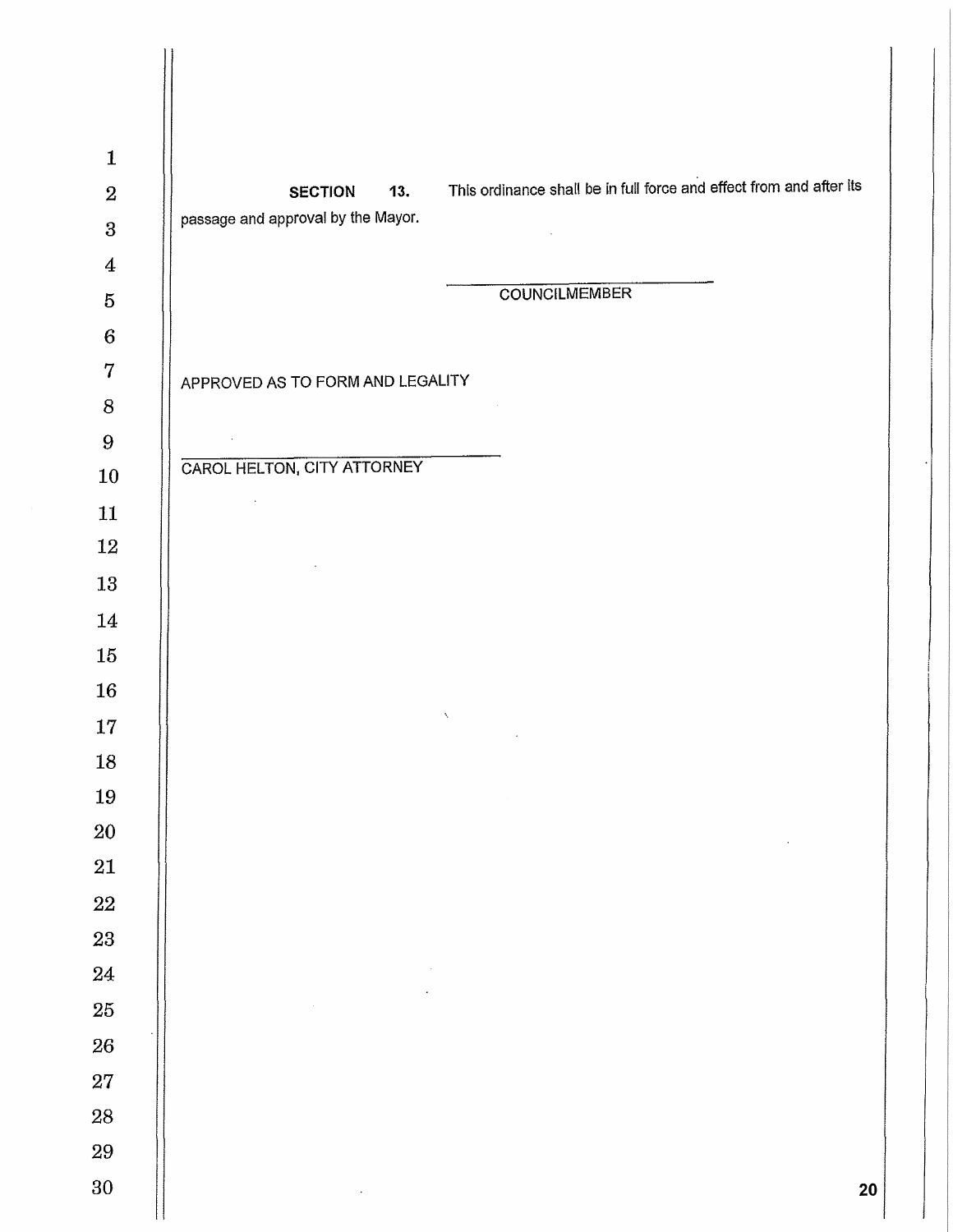**SECTION 13.** This ordinance shall be in full force and effect from and after its passage and approval by the Mayor.

\_\_\_\_\_\_\_\_\_\_\_\_\_\_\_\_\_\_\_\_\_\_\_\_\_\_\_\_\_\_

COUNCILMEMBER

APPROVED AS TO FORM AND LEGALITY

\_\_\_\_\_\_\_\_\_\_\_\_\_\_\_\_\_\_\_\_\_\_\_\_\_\_\_\_\_\_

CAROL HELTON, CITY ATTORNEY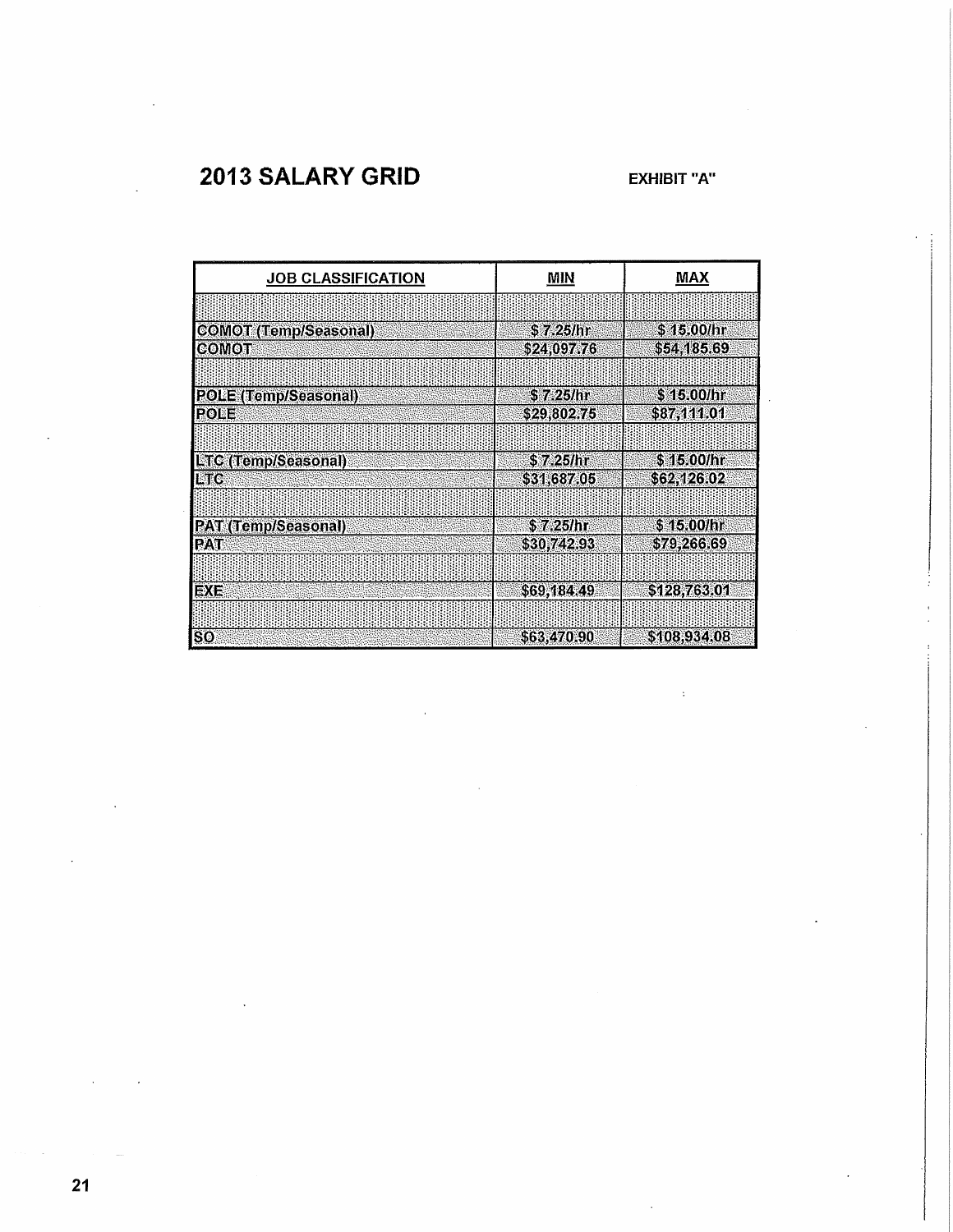## 2013 SALARY GRID

**EXHIBIT "A"**

| JOB CLASSIFICATION | MIN | MAX |
|---|---|---|
| | | |
| COMOT (Temp/Seasonal) | $ 7.25/hr | $ 15.00/hr |
| COMOT | $24,097.76 | $54,185.69 |
| | | |
| POLE (Temp/Seasonal) | $ 7.25/hr | $ 15.00/hr |
| POLE | $29,802.75 | $87,111.01 |
| | | |
| LTC (Temp/Seasonal) | $ 7.25/hr | $ 15.00/hr |
| LTC | $31,687.05 | $62,126.02 |
| | | |
| PAT (Temp/Seasonal) | $ 7.25/hr | $ 15.00/hr |
| PAT | $30,742.93 | $79,266.69 |
| | | |
| EXE | $69,184.49 | $128,763.01 |
| | | |
| SO | $63,470.90 | $108,934.08 |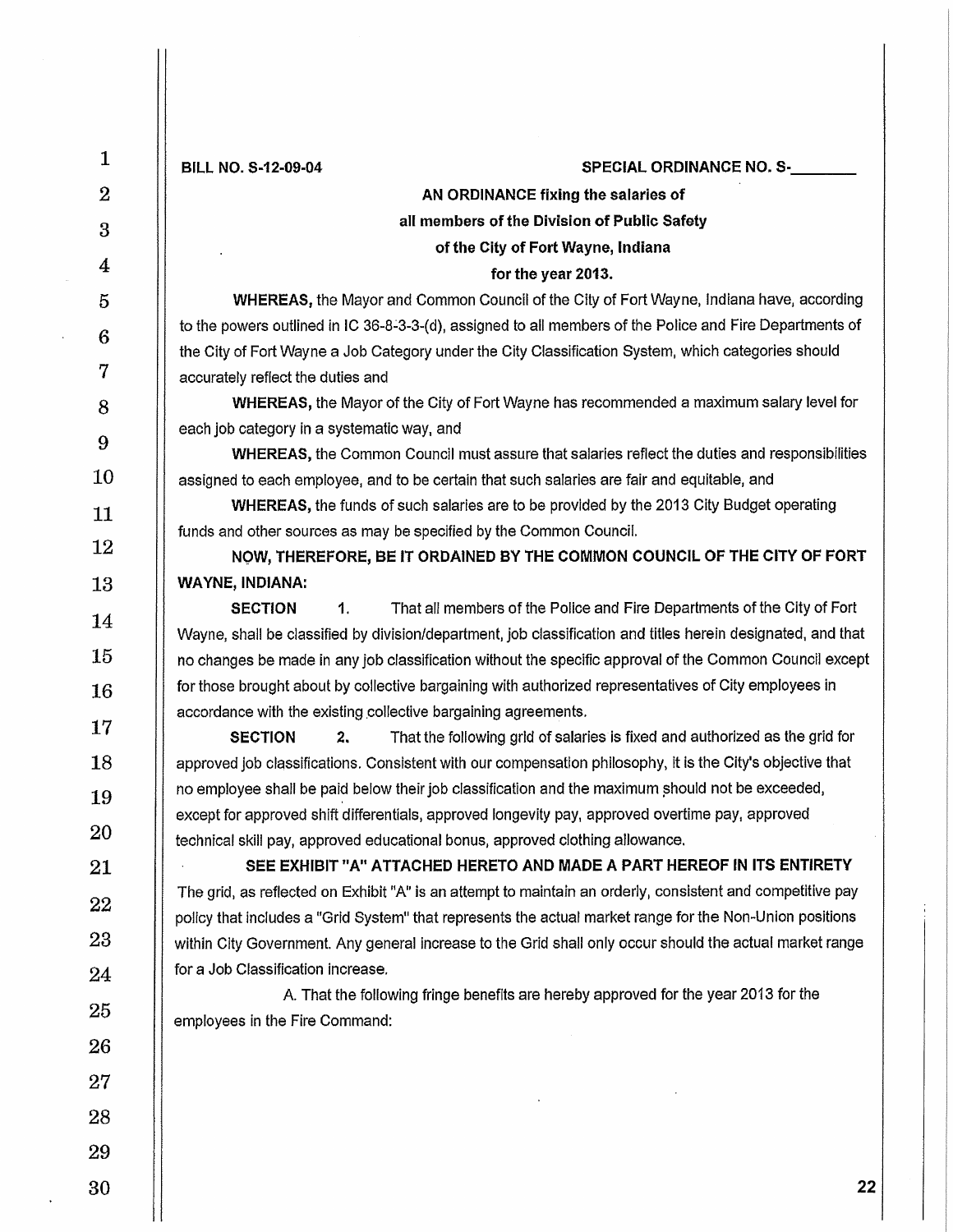**BILL NO. S-12-09-04** **SPECIAL ORDINANCE NO. S-________**

**AN ORDINANCE fixing the salaries of all members of the Division of Public Safety of the City of Fort Wayne, Indiana for the year 2013.**

**WHEREAS,** the Mayor and Common Council of the City of Fort Wayne, Indiana have, according to the powers outlined in IC 36-8-3-3-(d), assigned to all members of the Police and Fire Departments of the City of Fort Wayne a Job Category under the City Classification System, which categories should accurately reflect the duties and

**WHEREAS,** the Mayor of the City of Fort Wayne has recommended a maximum salary level for each job category in a systematic way, and

**WHEREAS,** the Common Council must assure that salaries reflect the duties and responsibilities assigned to each employee, and to be certain that such salaries are fair and equitable, and

**WHEREAS,** the funds of such salaries are to be provided by the 2013 City Budget operating funds and other sources as may be specified by the Common Council.

**NOW, THEREFORE, BE IT ORDAINED BY THE COMMON COUNCIL OF THE CITY OF FORT WAYNE, INDIANA:**

**SECTION 1.** That all members of the Police and Fire Departments of the City of Fort Wayne, shall be classified by division/department, job classification and titles herein designated, and that no changes be made in any job classification without the specific approval of the Common Council except for those brought about by collective bargaining with authorized representatives of City employees in accordance with the existing collective bargaining agreements.

**SECTION 2.** That the following grid of salaries is fixed and authorized as the grid for approved job classifications. Consistent with our compensation philosophy, it is the City's objective that no employee shall be paid below their job classification and the maximum should not be exceeded, except for approved shift differentials, approved longevity pay, approved overtime pay, approved technical skill pay, approved educational bonus, approved clothing allowance.

**SEE EXHIBIT "A" ATTACHED HERETO AND MADE A PART HEREOF IN ITS ENTIRETY**

The grid, as reflected on Exhibit "A" is an attempt to maintain an orderly, consistent and competitive pay policy that includes a "Grid System" that represents the actual market range for the Non-Union positions within City Government. Any general increase to the Grid shall only occur should the actual market range for a Job Classification increase.

A. That the following fringe benefits are hereby approved for the year 2013 for the employees in the Fire Command: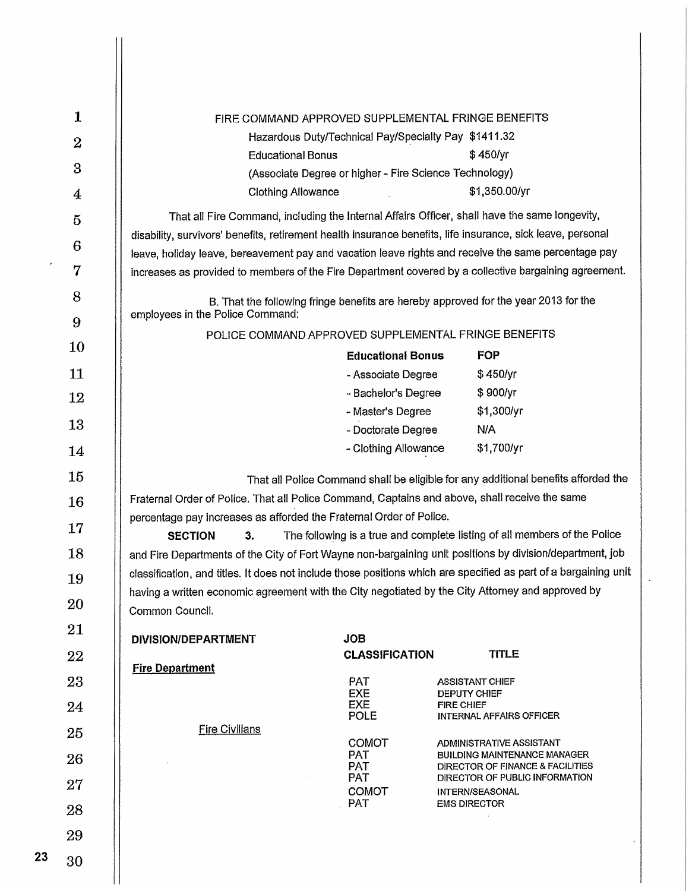FIRE COMMAND APPROVED SUPPLEMENTAL FRINGE BENEFITS

| | |
|---|---|
| Hazardous Duty/Technical Pay/Specialty Pay | $1411.32 |
| Educational Bonus | $ 450/yr |
| (Associate Degree or higher - Fire Science Technology) | |
| Clothing Allowance | $1,350.00/yr |

That all Fire Command, including the Internal Affairs Officer, shall have the same longevity, disability, survivors' benefits, retirement health insurance benefits, life insurance, sick leave, personal leave, holiday leave, bereavement pay and vacation leave rights and receive the same percentage pay increases as provided to members of the Fire Department covered by a collective bargaining agreement.

B. That the following fringe benefits are hereby approved for the year 2013 for the employees in the Police Command:

POLICE COMMAND APPROVED SUPPLEMENTAL FRINGE BENEFITS

| **Educational Bonus** | **FOP** |
|---|---|
| - Associate Degree | $ 450/yr |
| - Bachelor's Degree | $ 900/yr |
| - Master's Degree | $1,300/yr |
| - Doctorate Degree | N/A |
| - Clothing Allowance | $1,700/yr |

That all Police Command shall be eligible for any additional benefits afforded the Fraternal Order of Police. That all Police Command, Captains and above, shall receive the same percentage pay increases as afforded the Fraternal Order of Police.

**SECTION 3.** The following is a true and complete listing of all members of the Police and Fire Departments of the City of Fort Wayne non-bargaining unit positions by division/department, job classification, and titles. It does not include those positions which are specified as part of a bargaining unit having a written economic agreement with the City negotiated by the City Attorney and approved by Common Council.

| **DIVISION/DEPARTMENT** | **JOB CLASSIFICATION** | **TITLE** |
|---|---|---|
| **Fire Department** | | |
| | PAT | ASSISTANT CHIEF |
| | EXE | DEPUTY CHIEF |
| | EXE | FIRE CHIEF |
| | POLE | INTERNAL AFFAIRS OFFICER |
| Fire Civilians | | |
| | COMOT | ADMINISTRATIVE ASSISTANT |
| | PAT | BUILDING MAINTENANCE MANAGER |
| | PAT | DIRECTOR OF FINANCE & FACILITIES |
| | PAT | DIRECTOR OF PUBLIC INFORMATION |
| | COMOT | INTERN/SEASONAL |
| | PAT | EMS DIRECTOR |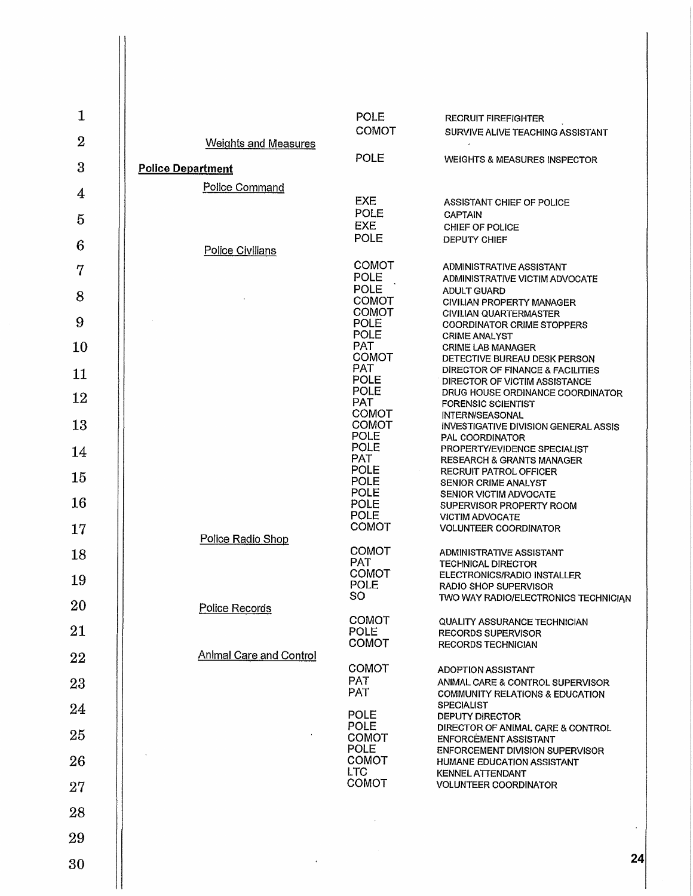| Department / Division | Code | Classification |
|---|---|---|
| | POLE | RECRUIT FIREFIGHTER |
| | COMOT | SURVIVE ALIVE TEACHING ASSISTANT |
| Weights and Measures | | |
| | POLE | WEIGHTS & MEASURES INSPECTOR |
| **Police Department** | | |
| Police Command | | |
| | EXE | ASSISTANT CHIEF OF POLICE |
| | POLE | CAPTAIN |
| | EXE | CHIEF OF POLICE |
| | POLE | DEPUTY CHIEF |
| Police Civilians | | |
| | COMOT | ADMINISTRATIVE ASSISTANT |
| | POLE | ADMINISTRATIVE VICTIM ADVOCATE |
| | POLE | ADULT GUARD |
| | COMOT | CIVILIAN PROPERTY MANAGER |
| | COMOT | CIVILIAN QUARTERMASTER |
| | POLE | COORDINATOR CRIME STOPPERS |
| | POLE | CRIME ANALYST |
| | PAT | CRIME LAB MANAGER |
| | COMOT | DETECTIVE BUREAU DESK PERSON |
| | PAT | DIRECTOR OF FINANCE & FACILITIES |
| | POLE | DIRECTOR OF VICTIM ASSISTANCE |
| | POLE | DRUG HOUSE ORDINANCE COORDINATOR |
| | PAT | FORENSIC SCIENTIST |
| | COMOT | INTERN/SEASONAL |
| | COMOT | INVESTIGATIVE DIVISION GENERAL ASSIS |
| | POLE | PAL COORDINATOR |
| | POLE | PROPERTY/EVIDENCE SPECIALIST |
| | PAT | RESEARCH & GRANTS MANAGER |
| | POLE | RECRUIT PATROL OFFICER |
| | POLE | SENIOR CRIME ANALYST |
| | POLE | SENIOR VICTIM ADVOCATE |
| | POLE | SUPERVISOR PROPERTY ROOM |
| | POLE | VICTIM ADVOCATE |
| | COMOT | VOLUNTEER COORDINATOR |
| Police Radio Shop | | |
| | COMOT | ADMINISTRATIVE ASSISTANT |
| | PAT | TECHNICAL DIRECTOR |
| | COMOT | ELECTRONICS/RADIO INSTALLER |
| | POLE | RADIO SHOP SUPERVISOR |
| | SO | TWO WAY RADIO/ELECTRONICS TECHNICIAN |
| Police Records | | |
| | COMOT | QUALITY ASSURANCE TECHNICIAN |
| | POLE | RECORDS SUPERVISOR |
| | COMOT | RECORDS TECHNICIAN |
| Animal Care and Control | | |
| | COMOT | ADOPTION ASSISTANT |
| | PAT | ANIMAL CARE & CONTROL SUPERVISOR |
| | PAT | COMMUNITY RELATIONS & EDUCATION SPECIALIST |
| | POLE | DEPUTY DIRECTOR |
| | POLE | DIRECTOR OF ANIMAL CARE & CONTROL |
| | COMOT | ENFORCEMENT ASSISTANT |
| | POLE | ENFORCEMENT DIVISION SUPERVISOR |
| | COMOT | HUMANE EDUCATION ASSISTANT |
| | LTC | KENNEL ATTENDANT |
| | COMOT | VOLUNTEER COORDINATOR |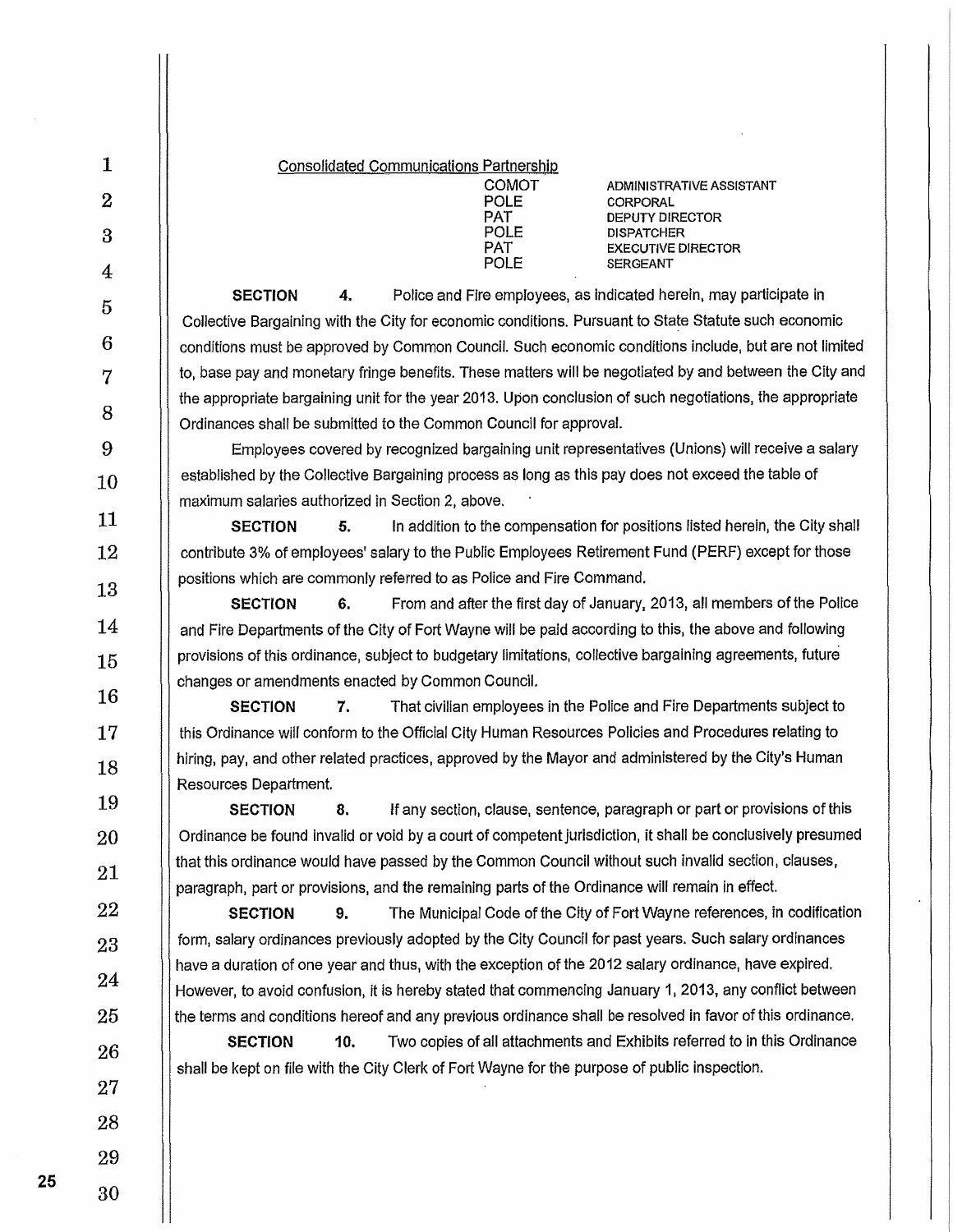Consolidated Communications Partnership

| | |
|---|---|
| COMOT | ADMINISTRATIVE ASSISTANT |
| POLE | CORPORAL |
| PAT | DEPUTY DIRECTOR |
| POLE | DISPATCHER |
| PAT | EXECUTIVE DIRECTOR |
| POLE | SERGEANT |

**SECTION 4.** Police and Fire employees, as indicated herein, may participate in Collective Bargaining with the City for economic conditions. Pursuant to State Statute such economic conditions must be approved by Common Council. Such economic conditions include, but are not limited to, base pay and monetary fringe benefits. These matters will be negotiated by and between the City and the appropriate bargaining unit for the year 2013. Upon conclusion of such negotiations, the appropriate Ordinances shall be submitted to the Common Council for approval.

Employees covered by recognized bargaining unit representatives (Unions) will receive a salary established by the Collective Bargaining process as long as this pay does not exceed the table of maximum salaries authorized in Section 2, above.

**SECTION 5.** In addition to the compensation for positions listed herein, the City shall contribute 3% of employees' salary to the Public Employees Retirement Fund (PERF) except for those positions which are commonly referred to as Police and Fire Command.

**SECTION 6.** From and after the first day of January, 2013, all members of the Police and Fire Departments of the City of Fort Wayne will be paid according to this, the above and following provisions of this ordinance, subject to budgetary limitations, collective bargaining agreements, future changes or amendments enacted by Common Council.

**SECTION 7.** That civilian employees in the Police and Fire Departments subject to this Ordinance will conform to the Official City Human Resources Policies and Procedures relating to hiring, pay, and other related practices, approved by the Mayor and administered by the City's Human Resources Department.

**SECTION 8.** If any section, clause, sentence, paragraph or part or provisions of this Ordinance be found invalid or void by a court of competent jurisdiction, it shall be conclusively presumed that this ordinance would have passed by the Common Council without such invalid section, clauses, paragraph, part or provisions, and the remaining parts of the Ordinance will remain in effect.

**SECTION 9.** The Municipal Code of the City of Fort Wayne references, in codification form, salary ordinances previously adopted by the City Council for past years. Such salary ordinances have a duration of one year and thus, with the exception of the 2012 salary ordinance, have expired. However, to avoid confusion, it is hereby stated that commencing January 1, 2013, any conflict between the terms and conditions hereof and any previous ordinance shall be resolved in favor of this ordinance.

**SECTION 10.** Two copies of all attachments and Exhibits referred to in this Ordinance shall be kept on file with the City Clerk of Fort Wayne for the purpose of public inspection.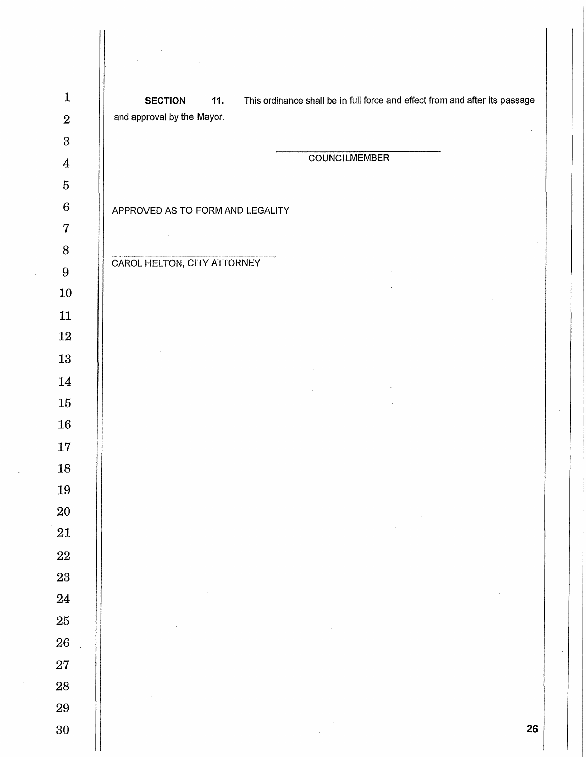**SECTION 11.** This ordinance shall be in full force and effect from and after its passage and approval by the Mayor.

\_\_\_\_\_\_\_\_\_\_\_\_\_\_\_\_\_\_\_\_\_\_\_\_\_\_\_\_\_\_
COUNCILMEMBER

APPROVED AS TO FORM AND LEGALITY

\_\_\_\_\_\_\_\_\_\_\_\_\_\_\_\_\_\_\_\_\_\_\_\_\_\_\_\_\_\_
CAROL HELTON, CITY ATTORNEY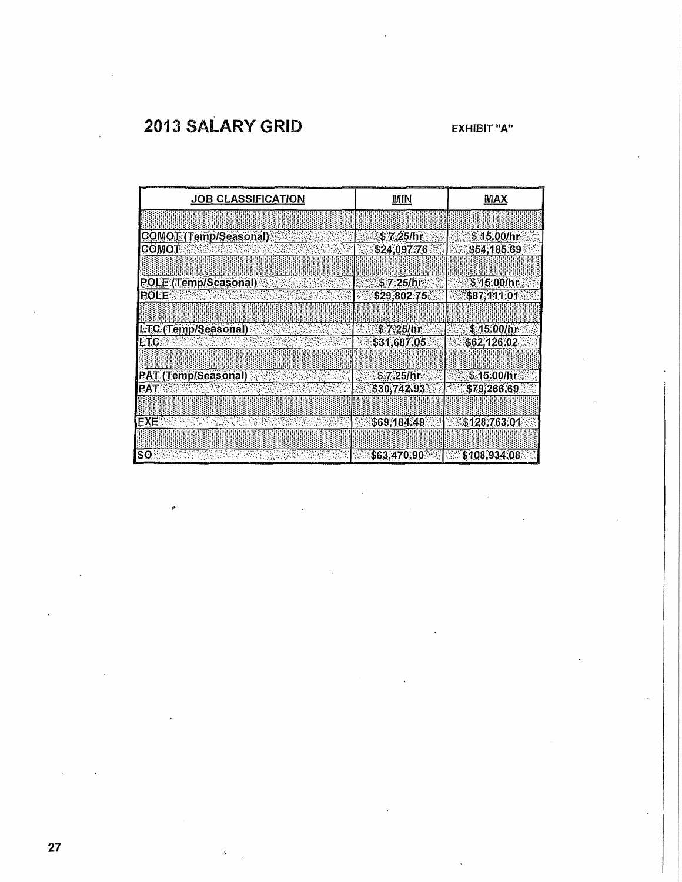# 2013 SALARY GRID

**EXHIBIT "A"**

| JOB CLASSIFICATION | MIN | MAX |
|---|---|---|
| | | |
| COMOT (Temp/Seasonal) | $ 7.25/hr | $ 15.00/hr |
| COMOT | $24,097.76 | $54,185.69 |
| | | |
| POLE (Temp/Seasonal) | $ 7.25/hr | $ 15.00/hr |
| POLE | $29,802.75 | $87,111.01 |
| | | |
| LTC (Temp/Seasonal) | $ 7.25/hr | $ 15.00/hr |
| LTC | $31,687.05 | $62,126.02 |
| | | |
| PAT (Temp/Seasonal) | $ 7.25/hr | $ 15.00/hr |
| PAT | $30,742.93 | $79,266.69 |
| | | |
| EXE | $69,184.49 | $128,763.01 |
| | | |
| SO | $63,470.90 | $108,934.08 |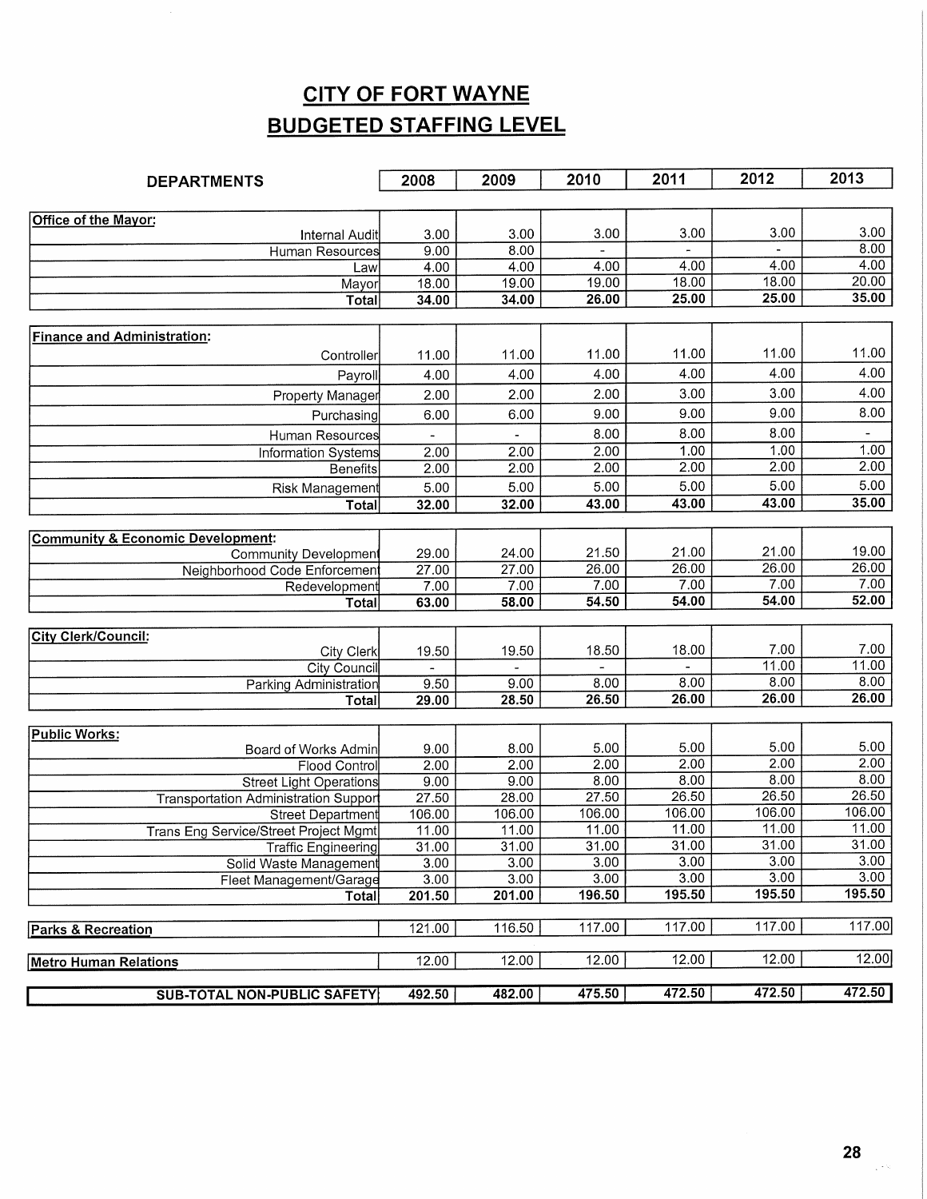# CITY OF FORT WAYNE

## BUDGETED STAFFING LEVEL

| DEPARTMENTS | 2008 | 2009 | 2010 | 2011 | 2012 | 2013 |
|---|---|---|---|---|---|---|
| **Office of the Mayor:** | | | | | | |
| Internal Audit | 3.00 | 3.00 | 3.00 | 3.00 | 3.00 | 3.00 |
| Human Resources | 9.00 | 8.00 | - | - | - | 8.00 |
| Law | 4.00 | 4.00 | 4.00 | 4.00 | 4.00 | 4.00 |
| Mayor | 18.00 | 19.00 | 19.00 | 18.00 | 18.00 | 20.00 |
| **Total** | **34.00** | **34.00** | **26.00** | **25.00** | **25.00** | **35.00** |
| **Finance and Administration:** | | | | | | |
| Controller | 11.00 | 11.00 | 11.00 | 11.00 | 11.00 | 11.00 |
| Payroll | 4.00 | 4.00 | 4.00 | 4.00 | 4.00 | 4.00 |
| Property Manager | 2.00 | 2.00 | 2.00 | 3.00 | 3.00 | 4.00 |
| Purchasing | 6.00 | 6.00 | 9.00 | 9.00 | 9.00 | 8.00 |
| Human Resources | - | - | 8.00 | 8.00 | 8.00 | - |
| Information Systems | 2.00 | 2.00 | 2.00 | 1.00 | 1.00 | 1.00 |
| Benefits | 2.00 | 2.00 | 2.00 | 2.00 | 2.00 | 2.00 |
| Risk Management | 5.00 | 5.00 | 5.00 | 5.00 | 5.00 | 5.00 |
| **Total** | **32.00** | **32.00** | **43.00** | **43.00** | **43.00** | **35.00** |
| **Community & Economic Development:** | | | | | | |
| Community Development | 29.00 | 24.00 | 21.50 | 21.00 | 21.00 | 19.00 |
| Neighborhood Code Enforcement | 27.00 | 27.00 | 26.00 | 26.00 | 26.00 | 26.00 |
| Redevelopment | 7.00 | 7.00 | 7.00 | 7.00 | 7.00 | 7.00 |
| **Total** | **63.00** | **58.00** | **54.50** | **54.00** | **54.00** | **52.00** |
| **City Clerk/Council:** | | | | | | |
| City Clerk | 19.50 | 19.50 | 18.50 | 18.00 | 7.00 | 7.00 |
| City Council | - | - | - | - | 11.00 | 11.00 |
| Parking Administration | 9.50 | 9.00 | 8.00 | 8.00 | 8.00 | 8.00 |
| **Total** | **29.00** | **28.50** | **26.50** | **26.00** | **26.00** | **26.00** |
| **Public Works:** | | | | | | |
| Board of Works Admin | 9.00 | 8.00 | 5.00 | 5.00 | 5.00 | 5.00 |
| Flood Control | 2.00 | 2.00 | 2.00 | 2.00 | 2.00 | 2.00 |
| Street Light Operations | 9.00 | 9.00 | 8.00 | 8.00 | 8.00 | 8.00 |
| Transportation Administration Support | 27.50 | 28.00 | 27.50 | 26.50 | 26.50 | 26.50 |
| Street Department | 106.00 | 106.00 | 106.00 | 106.00 | 106.00 | 106.00 |
| Trans Eng Service/Street Project Mgmt | 11.00 | 11.00 | 11.00 | 11.00 | 11.00 | 11.00 |
| Traffic Engineering | 31.00 | 31.00 | 31.00 | 31.00 | 31.00 | 31.00 |
| Solid Waste Management | 3.00 | 3.00 | 3.00 | 3.00 | 3.00 | 3.00 |
| Fleet Management/Garage | 3.00 | 3.00 | 3.00 | 3.00 | 3.00 | 3.00 |
| **Total** | **201.50** | **201.00** | **196.50** | **195.50** | **195.50** | **195.50** |
| **Parks & Recreation** | 121.00 | 116.50 | 117.00 | 117.00 | 117.00 | 117.00 |
| **Metro Human Relations** | 12.00 | 12.00 | 12.00 | 12.00 | 12.00 | 12.00 |
| **SUB-TOTAL NON-PUBLIC SAFETY** | **492.50** | **482.00** | **475.50** | **472.50** | **472.50** | **472.50** |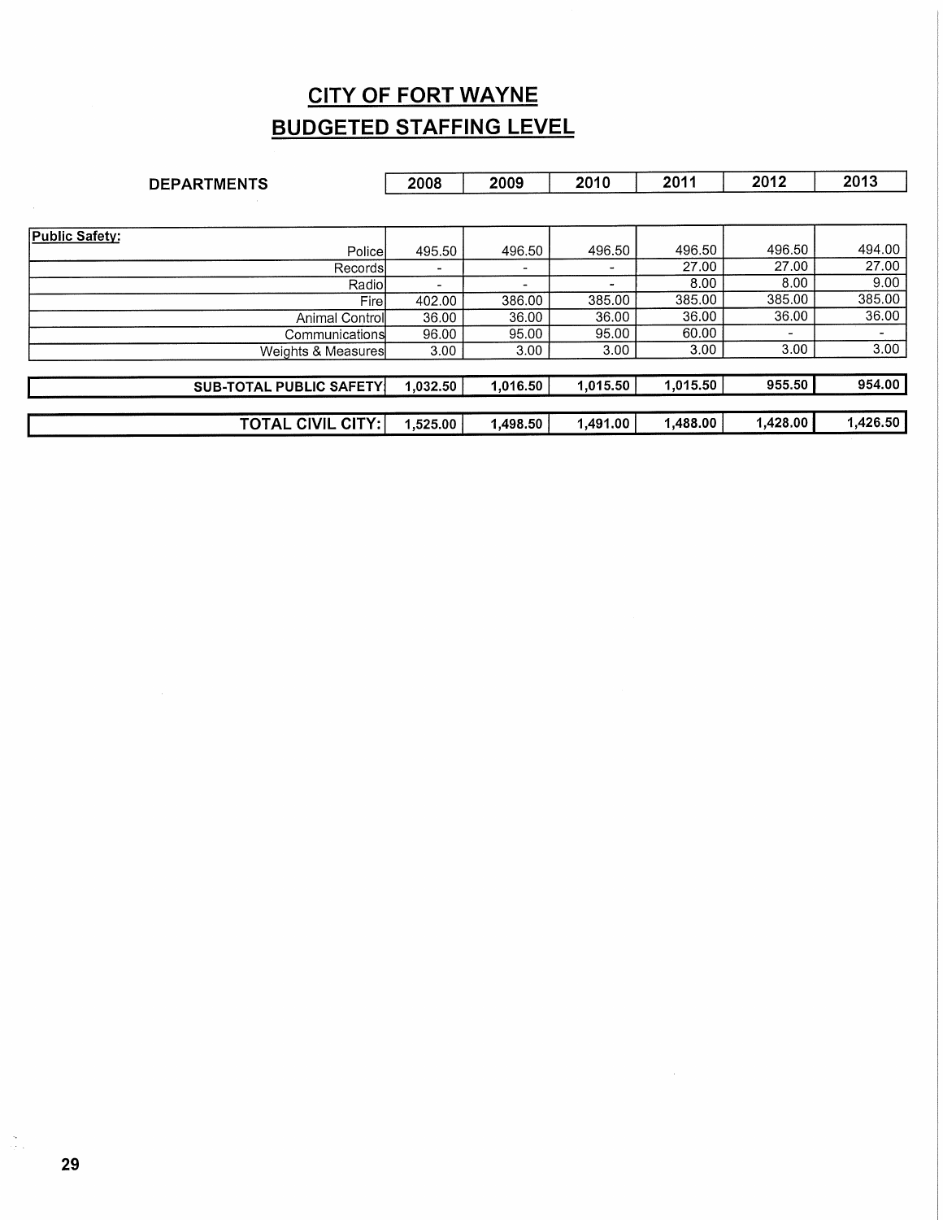# CITY OF FORT WAYNE

# BUDGETED STAFFING LEVEL

| DEPARTMENTS | 2008 | 2009 | 2010 | 2011 | 2012 | 2013 |
|---|---|---|---|---|---|---|
| **Public Safety:** | | | | | | |
| Police | 495.50 | 496.50 | 496.50 | 496.50 | 496.50 | 494.00 |
| Records | - | - | - | 27.00 | 27.00 | 27.00 |
| Radio | - | - | - | 8.00 | 8.00 | 9.00 |
| Fire | 402.00 | 386.00 | 385.00 | 385.00 | 385.00 | 385.00 |
| Animal Control | 36.00 | 36.00 | 36.00 | 36.00 | 36.00 | 36.00 |
| Communications | 96.00 | 95.00 | 95.00 | 60.00 | - | - |
| Weights & Measures | 3.00 | 3.00 | 3.00 | 3.00 | 3.00 | 3.00 |
| **SUB-TOTAL PUBLIC SAFETY** | **1,032.50** | **1,016.50** | **1,015.50** | **1,015.50** | **955.50** | **954.00** |
| **TOTAL CIVIL CITY:** | **1,525.00** | **1,498.50** | **1,491.00** | **1,488.00** | **1,428.00** | **1,426.50** |